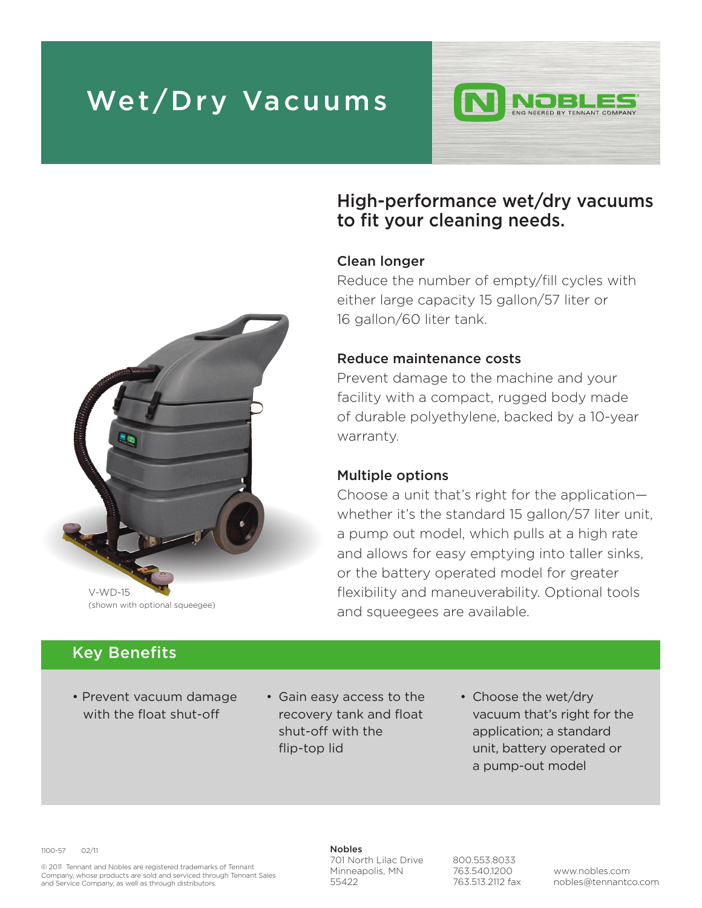# Wet/Dry Vacuums

NOBLES
ENGINEERED BY TENNANT COMPANY

V-WD-15
(shown with optional squeegee)

## High-performance wet/dry vacuums to fit your cleaning needs.

### Clean longer

Reduce the number of empty/fill cycles with either large capacity 15 gallon/57 liter or 16 gallon/60 liter tank.

### Reduce maintenance costs

Prevent damage to the machine and your facility with a compact, rugged body made of durable polyethylene, backed by a 10-year warranty.

### Multiple options

Choose a unit that's right for the application—whether it's the standard 15 gallon/57 liter unit, a pump out model, which pulls at a high rate and allows for easy emptying into taller sinks, or the battery operated model for greater flexibility and maneuverability. Optional tools and squeegees are available.

## Key Benefits

- Prevent vacuum damage with the float shut-off
- Gain easy access to the recovery tank and float shut-off with the flip-top lid
- Choose the wet/dry vacuum that's right for the application; a standard unit, battery operated or a pump-out model

1100-57 02/11

© 2011 Tennant and Nobles are registered trademarks of Tennant Company, whose products are sold and serviced through Tennant Sales and Service Company, as well as through distributors.

**Nobles**
701 North Lilac Drive
Minneapolis, MN
55422

800.553.8033
763.540.1200
763.513.2112 fax

www.nobles.com
nobles@tennantco.com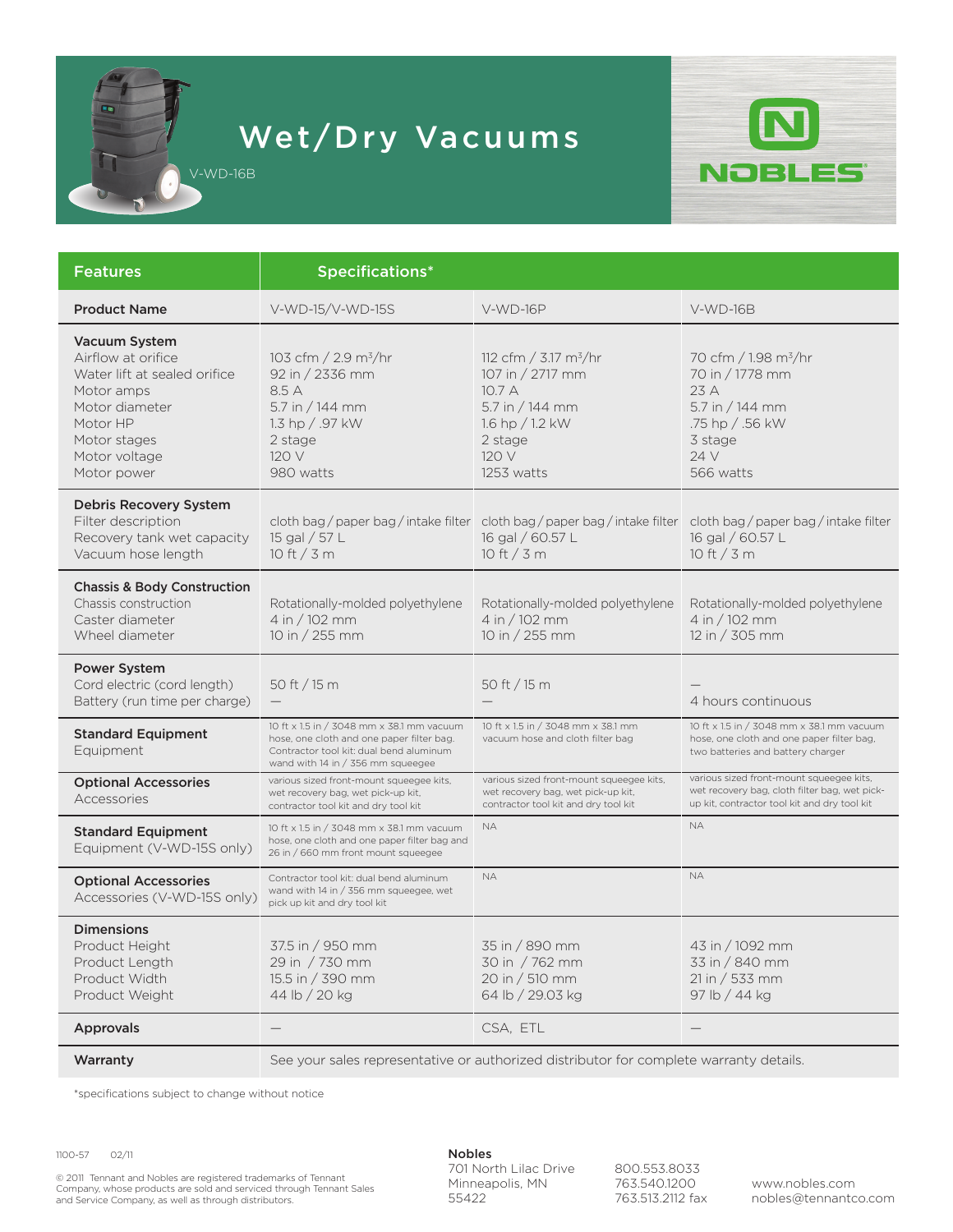# Wet/Dry Vacuums

V-WD-16B

NOBLES

| Features | Specifications* | | |
|---|---|---|---|
| **Product Name** | V-WD-15/V-WD-15S | V-WD-16P | V-WD-16B |
| **Vacuum System** | | | |
| Airflow at orifice | 103 cfm / 2.9 m³/hr | 112 cfm / 3.17 m³/hr | 70 cfm / 1.98 m³/hr |
| Water lift at sealed orifice | 92 in / 2336 mm | 107 in / 2717 mm | 70 in / 1778 mm |
| Motor amps | 8.5 A | 10.7 A | 23 A |
| Motor diameter | 5.7 in / 144 mm | 5.7 in / 144 mm | 5.7 in / 144 mm |
| Motor HP | 1.3 hp / .97 kW | 1.6 hp / 1.2 kW | .75 hp / .56 kW |
| Motor stages | 2 stage | 2 stage | 3 stage |
| Motor voltage | 120 V | 120 V | 24 V |
| Motor power | 980 watts | 1253 watts | 566 watts |
| **Debris Recovery System** | | | |
| Filter description | cloth bag / paper bag / intake filter | cloth bag / paper bag / intake filter | cloth bag / paper bag / intake filter |
| Recovery tank wet capacity | 15 gal / 57 L | 16 gal / 60.57 L | 16 gal / 60.57 L |
| Vacuum hose length | 10 ft / 3 m | 10 ft / 3 m | 10 ft / 3 m |
| **Chassis & Body Construction** | | | |
| Chassis construction | Rotationally-molded polyethylene | Rotationally-molded polyethylene | Rotationally-molded polyethylene |
| Caster diameter | 4 in / 102 mm | 4 in / 102 mm | 4 in / 102 mm |
| Wheel diameter | 10 in / 255 mm | 10 in / 255 mm | 12 in / 305 mm |
| **Power System** | | | |
| Cord electric (cord length) | 50 ft / 15 m | 50 ft / 15 m | — |
| Battery (run time per charge) | — | — | 4 hours continuous |
| **Standard Equipment** Equipment | 10 ft x 1.5 in / 3048 mm x 38.1 mm vacuum hose, one cloth and one paper filter bag. Contractor tool kit: dual bend aluminum wand with 14 in / 356 mm squeegee | 10 ft x 1.5 in / 3048 mm x 38.1 mm vacuum hose and cloth filter bag | 10 ft x 1.5 in / 3048 mm x 38.1 mm vacuum hose, one cloth and one paper filter bag, two batteries and battery charger |
| **Optional Accessories** Accessories | various sized front-mount squeegee kits, wet recovery bag, wet pick-up kit, contractor tool kit and dry tool kit | various sized front-mount squeegee kits, wet recovery bag, wet pick-up kit, contractor tool kit and dry tool kit | various sized front-mount squeegee kits, wet recovery bag, cloth filter bag, wet pick-up kit, contractor tool kit and dry tool kit |
| **Standard Equipment** Equipment (V-WD-15S only) | 10 ft x 1.5 in / 3048 mm x 38.1 mm vacuum hose, one cloth and one paper filter bag and 26 in / 660 mm front mount squeegee | NA | NA |
| **Optional Accessories** Accessories (V-WD-15S only) | Contractor tool kit: dual bend aluminum wand with 14 in / 356 mm squeegee, wet pick up kit and dry tool kit | NA | NA |
| **Dimensions** | | | |
| Product Height | 37.5 in / 950 mm | 35 in / 890 mm | 43 in / 1092 mm |
| Product Length | 29 in / 730 mm | 30 in / 762 mm | 33 in / 840 mm |
| Product Width | 15.5 in / 390 mm | 20 in / 510 mm | 21 in / 533 mm |
| Product Weight | 44 lb / 20 kg | 64 lb / 29.03 kg | 97 lb / 44 kg |
| **Approvals** | — | CSA, ETL | — |
| **Warranty** | See your sales representative or authorized distributor for complete warranty details. | | |

*specifications subject to change without notice

1100-57 02/11

© 2011 Tennant and Nobles are registered trademarks of Tennant Company, whose products are sold and serviced through Tennant Sales and Service Company, as well as through distributors.

**Nobles**
701 North Lilac Drive
Minneapolis, MN
55422

800.553.8033
763.540.1200
763.513.2112 fax

www.nobles.com
nobles@tennantco.com